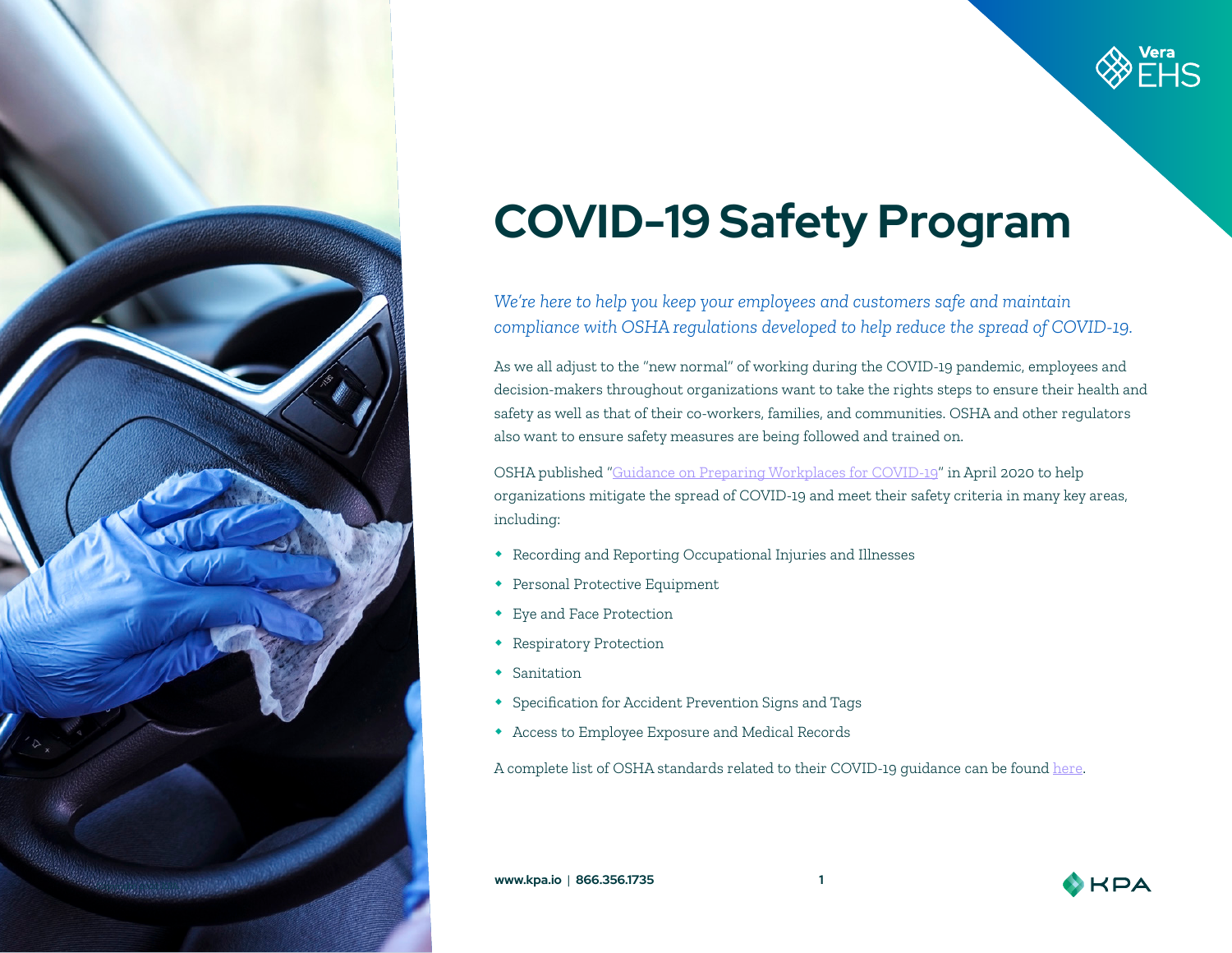# COVID-19 Safety Program

*We're here to help you keep your employees and customers safe and maintain compliance with OSHA regulations developed to help reduce the spread of COVID-19.*

As we all adjust to the "new normal" of working during the COVID-19 pandemic, employees and decision-makers throughout organizations want to take the rights steps to ensure their health and safety as well as that of their co-workers, families, and communities. OSHA and other regulators also want to ensure safety measures are being followed and trained on.

OSHA published "Guidance on Preparing Workplaces for COVID-19" in April 2020 to help organizations mitigate the spread of COVID-19 and meet their safety criteria in many key areas, including:

- Recording and Reporting Occupational Injuries and Illnesses
- Personal Protective Equipment
- Eye and Face Protection
- Respiratory Protection
- Sanitation
- Specification for Accident Prevention Signs and Tags
- Access to Employee Exposure and Medical Records

A complete list of OSHA standards related to their COVID-19 guidance can be found here.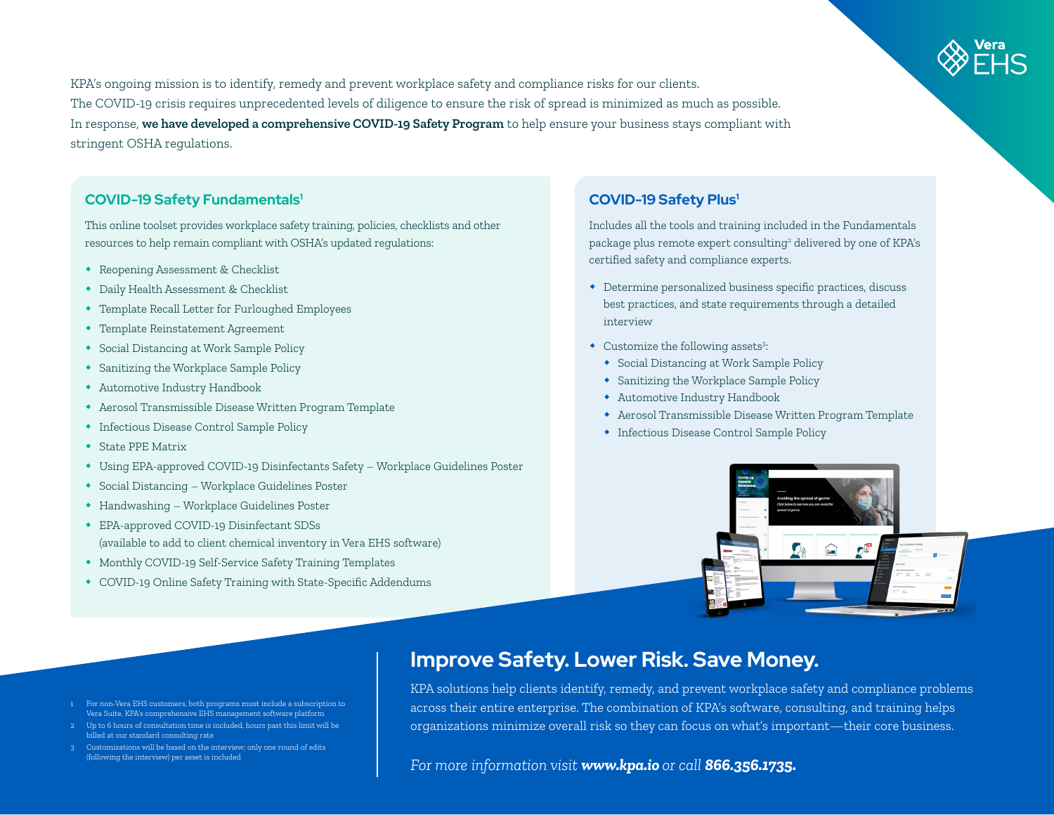KPA's ongoing mission is to identify, remedy and prevent workplace safety and compliance risks for our clients. The COVID-19 crisis requires unprecedented levels of diligence to ensure the risk of spread is minimized as much as possible. In response, **we have developed a comprehensive COVID-19 Safety Program** to help ensure your business stays compliant with stringent OSHA regulations.

## COVID-19 Safety Fundamentals[1]

This online toolset provides workplace safety training, policies, checklists and other resources to help remain compliant with OSHA's updated regulations:

- Reopening Assessment & Checklist
- Daily Health Assessment & Checklist
- Template Recall Letter for Furloughed Employees
- Template Reinstatement Agreement
- Social Distancing at Work Sample Policy
- Sanitizing the Workplace Sample Policy
- Automotive Industry Handbook
- Aerosol Transmissible Disease Written Program Template
- Infectious Disease Control Sample Policy
- State PPE Matrix
- Using EPA-approved COVID-19 Disinfectants Safety – Workplace Guidelines Poster
- Social Distancing – Workplace Guidelines Poster
- Handwashing – Workplace Guidelines Poster
- EPA-approved COVID-19 Disinfectant SDSs (available to add to client chemical inventory in Vera EHS software)
- Monthly COVID-19 Self-Service Safety Training Templates
- COVID-19 Online Safety Training with State-Specific Addendums

## COVID-19 Safety Plus[1]

Includes all the tools and training included in the Fundamentals package plus remote expert consulting[2] delivered by one of KPA's certified safety and compliance experts.

- Determine personalized business specific practices, discuss best practices, and state requirements through a detailed interview
- Customize the following assets[3]:
  - Social Distancing at Work Sample Policy
  - Sanitizing the Workplace Sample Policy
  - Automotive Industry Handbook
  - Aerosol Transmissible Disease Written Program Template
  - Infectious Disease Control Sample Policy

## Improve Safety. Lower Risk. Save Money.

KPA solutions help clients identify, remedy, and prevent workplace safety and compliance problems across their entire enterprise. The combination of KPA's software, consulting, and training helps organizations minimize overall risk so they can focus on what's important—their core business.

*For more information visit **www.kpa.io** or call **866.356.1735.***

1. For non-Vera EHS customers, both programs must include a subscription to Vera Suite, KPA's comprehensive EHS management software platform
2. Up to 6 hours of consultation time is included, hours past this limit will be billed at our standard consulting rate
3. Customizations will be based on the interview; only one round of edits (following the interview) per asset is included